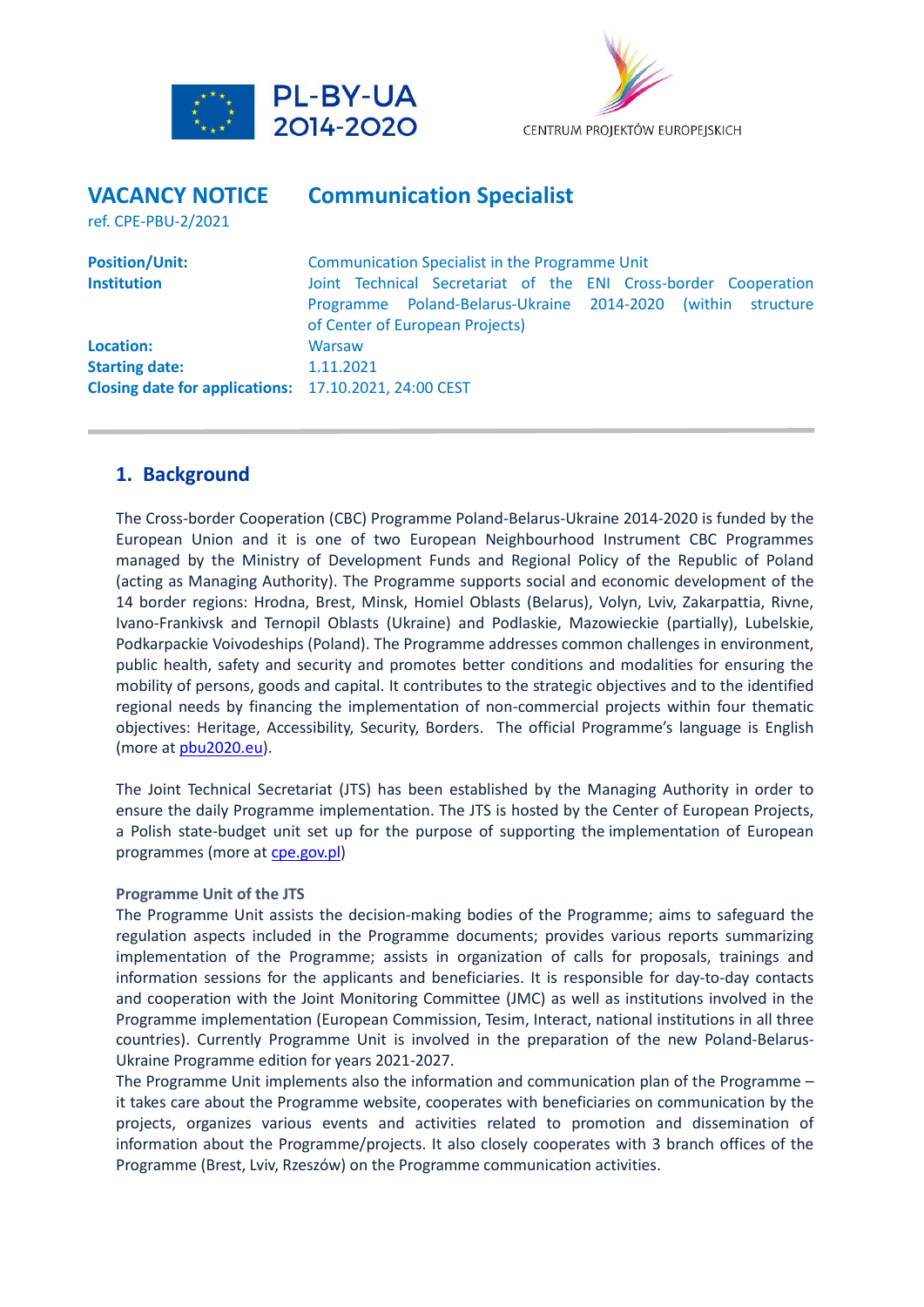PL-BY-UA 2014-2020

CENTRUM PROJEKTÓW EUROPEJSKICH

# VACANCY NOTICE — Communication Specialist

ref. CPE-PBU-2/2021

| | |
|---|---|
| **Position/Unit:** | Communication Specialist in the Programme Unit |
| **Institution** | Joint Technical Secretariat of the ENI Cross-border Cooperation Programme Poland-Belarus-Ukraine 2014-2020 (within structure of Center of European Projects) |
| **Location:** | Warsaw |
| **Starting date:** | 1.11.2021 |
| **Closing date for applications:** | 17.10.2021, 24:00 CEST |

## 1. Background

The Cross-border Cooperation (CBC) Programme Poland-Belarus-Ukraine 2014-2020 is funded by the European Union and it is one of two European Neighbourhood Instrument CBC Programmes managed by the Ministry of Development Funds and Regional Policy of the Republic of Poland (acting as Managing Authority). The Programme supports social and economic development of the 14 border regions: Hrodna, Brest, Minsk, Homiel Oblasts (Belarus), Volyn, Lviv, Zakarpattia, Rivne, Ivano-Frankivsk and Ternopil Oblasts (Ukraine) and Podlaskie, Mazowieckie (partially), Lubelskie, Podkarpackie Voivodeships (Poland). The Programme addresses common challenges in environment, public health, safety and security and promotes better conditions and modalities for ensuring the mobility of persons, goods and capital. It contributes to the strategic objectives and to the identified regional needs by financing the implementation of non-commercial projects within four thematic objectives: Heritage, Accessibility, Security, Borders. The official Programme's language is English (more at pbu2020.eu).

The Joint Technical Secretariat (JTS) has been established by the Managing Authority in order to ensure the daily Programme implementation. The JTS is hosted by the Center of European Projects, a Polish state-budget unit set up for the purpose of supporting the implementation of European programmes (more at cpe.gov.pl)

**Programme Unit of the JTS**

The Programme Unit assists the decision-making bodies of the Programme; aims to safeguard the regulation aspects included in the Programme documents; provides various reports summarizing implementation of the Programme; assists in organization of calls for proposals, trainings and information sessions for the applicants and beneficiaries. It is responsible for day-to-day contacts and cooperation with the Joint Monitoring Committee (JMC) as well as institutions involved in the Programme implementation (European Commission, Tesim, Interact, national institutions in all three countries). Currently Programme Unit is involved in the preparation of the new Poland-Belarus-Ukraine Programme edition for years 2021-2027.

The Programme Unit implements also the information and communication plan of the Programme – it takes care about the Programme website, cooperates with beneficiaries on communication by the projects, organizes various events and activities related to promotion and dissemination of information about the Programme/projects. It also closely cooperates with 3 branch offices of the Programme (Brest, Lviv, Rzeszów) on the Programme communication activities.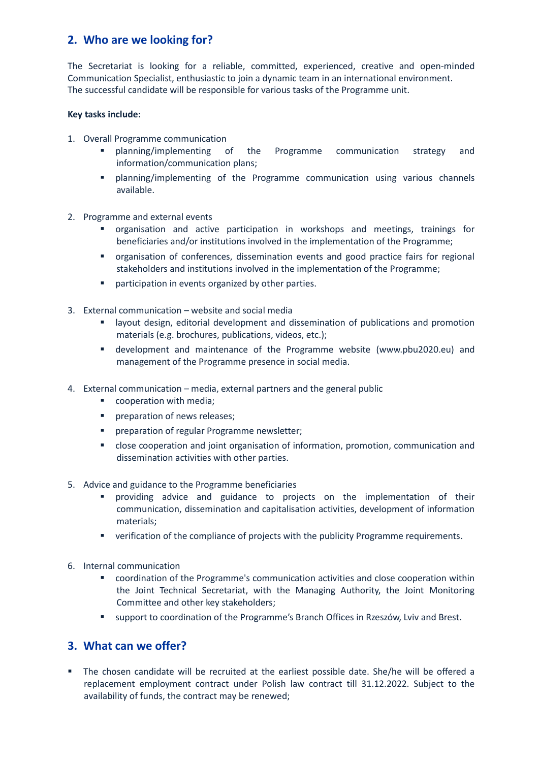## 2. Who are we looking for?

The Secretariat is looking for a reliable, committed, experienced, creative and open-minded Communication Specialist, enthusiastic to join a dynamic team in an international environment. The successful candidate will be responsible for various tasks of the Programme unit.

**Key tasks include:**

1. Overall Programme communication
   - planning/implementing of the Programme communication strategy and information/communication plans;
   - planning/implementing of the Programme communication using various channels available.
2. Programme and external events
   - organisation and active participation in workshops and meetings, trainings for beneficiaries and/or institutions involved in the implementation of the Programme;
   - organisation of conferences, dissemination events and good practice fairs for regional stakeholders and institutions involved in the implementation of the Programme;
   - participation in events organized by other parties.
3. External communication – website and social media
   - layout design, editorial development and dissemination of publications and promotion materials (e.g. brochures, publications, videos, etc.);
   - development and maintenance of the Programme website (www.pbu2020.eu) and management of the Programme presence in social media.
4. External communication – media, external partners and the general public
   - cooperation with media;
   - preparation of news releases;
   - preparation of regular Programme newsletter;
   - close cooperation and joint organisation of information, promotion, communication and dissemination activities with other parties.
5. Advice and guidance to the Programme beneficiaries
   - providing advice and guidance to projects on the implementation of their communication, dissemination and capitalisation activities, development of information materials;
   - verification of the compliance of projects with the publicity Programme requirements.
6. Internal communication
   - coordination of the Programme's communication activities and close cooperation within the Joint Technical Secretariat, with the Managing Authority, the Joint Monitoring Committee and other key stakeholders;
   - support to coordination of the Programme's Branch Offices in Rzeszów, Lviv and Brest.

## 3. What can we offer?

- The chosen candidate will be recruited at the earliest possible date. She/he will be offered a replacement employment contract under Polish law contract till 31.12.2022. Subject to the availability of funds, the contract may be renewed;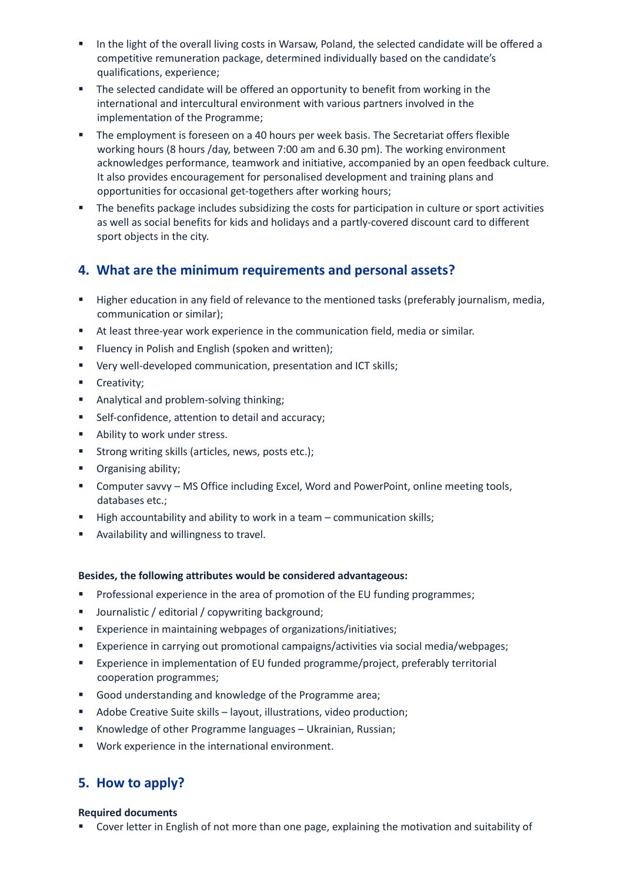- In the light of the overall living costs in Warsaw, Poland, the selected candidate will be offered a competitive remuneration package, determined individually based on the candidate's qualifications, experience;
- The selected candidate will be offered an opportunity to benefit from working in the international and intercultural environment with various partners involved in the implementation of the Programme;
- The employment is foreseen on a 40 hours per week basis. The Secretariat offers flexible working hours (8 hours /day, between 7:00 am and 6.30 pm). The working environment acknowledges performance, teamwork and initiative, accompanied by an open feedback culture. It also provides encouragement for personalised development and training plans and opportunities for occasional get-togethers after working hours;
- The benefits package includes subsidizing the costs for participation in culture or sport activities as well as social benefits for kids and holidays and a partly-covered discount card to different sport objects in the city.

## 4. What are the minimum requirements and personal assets?

- Higher education in any field of relevance to the mentioned tasks (preferably journalism, media, communication or similar);
- At least three-year work experience in the communication field, media or similar.
- Fluency in Polish and English (spoken and written);
- Very well-developed communication, presentation and ICT skills;
- Creativity;
- Analytical and problem-solving thinking;
- Self-confidence, attention to detail and accuracy;
- Ability to work under stress.
- Strong writing skills (articles, news, posts etc.);
- Organising ability;
- Computer savvy – MS Office including Excel, Word and PowerPoint, online meeting tools, databases etc.;
- High accountability and ability to work in a team – communication skills;
- Availability and willingness to travel.

**Besides, the following attributes would be considered advantageous:**

- Professional experience in the area of promotion of the EU funding programmes;
- Journalistic / editorial / copywriting background;
- Experience in maintaining webpages of organizations/initiatives;
- Experience in carrying out promotional campaigns/activities via social media/webpages;
- Experience in implementation of EU funded programme/project, preferably territorial cooperation programmes;
- Good understanding and knowledge of the Programme area;
- Adobe Creative Suite skills – layout, illustrations, video production;
- Knowledge of other Programme languages – Ukrainian, Russian;
- Work experience in the international environment.

## 5. How to apply?

**Required documents**

- Cover letter in English of not more than one page, explaining the motivation and suitability of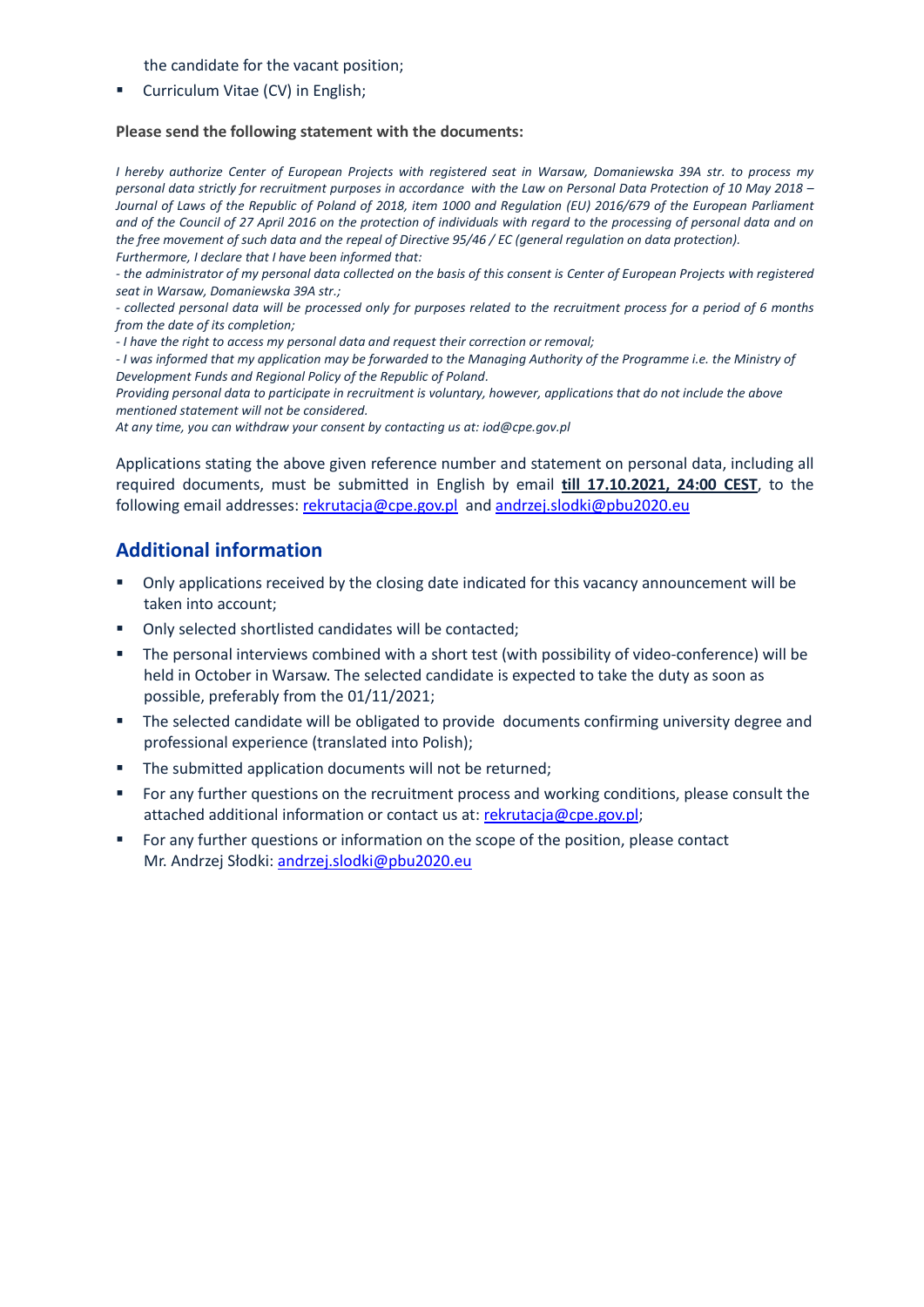the candidate for the vacant position;

- Curriculum Vitae (CV) in English;

**Please send the following statement with the documents:**

*I hereby authorize Center of European Projects with registered seat in Warsaw, Domaniewska 39A str. to process my personal data strictly for recruitment purposes in accordance with the Law on Personal Data Protection of 10 May 2018 – Journal of Laws of the Republic of Poland of 2018, item 1000 and Regulation (EU) 2016/679 of the European Parliament and of the Council of 27 April 2016 on the protection of individuals with regard to the processing of personal data and on the free movement of such data and the repeal of Directive 95/46 / EC (general regulation on data protection).*
*Furthermore, I declare that I have been informed that:*
*- the administrator of my personal data collected on the basis of this consent is Center of European Projects with registered seat in Warsaw, Domaniewska 39A str.;*
*- collected personal data will be processed only for purposes related to the recruitment process for a period of 6 months from the date of its completion;*
*- I have the right to access my personal data and request their correction or removal;*
*- I was informed that my application may be forwarded to the Managing Authority of the Programme i.e. the Ministry of Development Funds and Regional Policy of the Republic of Poland.*
*Providing personal data to participate in recruitment is voluntary, however, applications that do not include the above mentioned statement will not be considered.*
*At any time, you can withdraw your consent by contacting us at: iod@cpe.gov.pl*

Applications stating the above given reference number and statement on personal data, including all required documents, must be submitted in English by email **till 17.10.2021, 24:00 CEST**, to the following email addresses: rekrutacja@cpe.gov.pl and andrzej.slodki@pbu2020.eu

## Additional information

- Only applications received by the closing date indicated for this vacancy announcement will be taken into account;
- Only selected shortlisted candidates will be contacted;
- The personal interviews combined with a short test (with possibility of video-conference) will be held in October in Warsaw. The selected candidate is expected to take the duty as soon as possible, preferably from the 01/11/2021;
- The selected candidate will be obligated to provide documents confirming university degree and professional experience (translated into Polish);
- The submitted application documents will not be returned;
- For any further questions on the recruitment process and working conditions, please consult the attached additional information or contact us at: rekrutacja@cpe.gov.pl;
- For any further questions or information on the scope of the position, please contact Mr. Andrzej Słodki: andrzej.slodki@pbu2020.eu